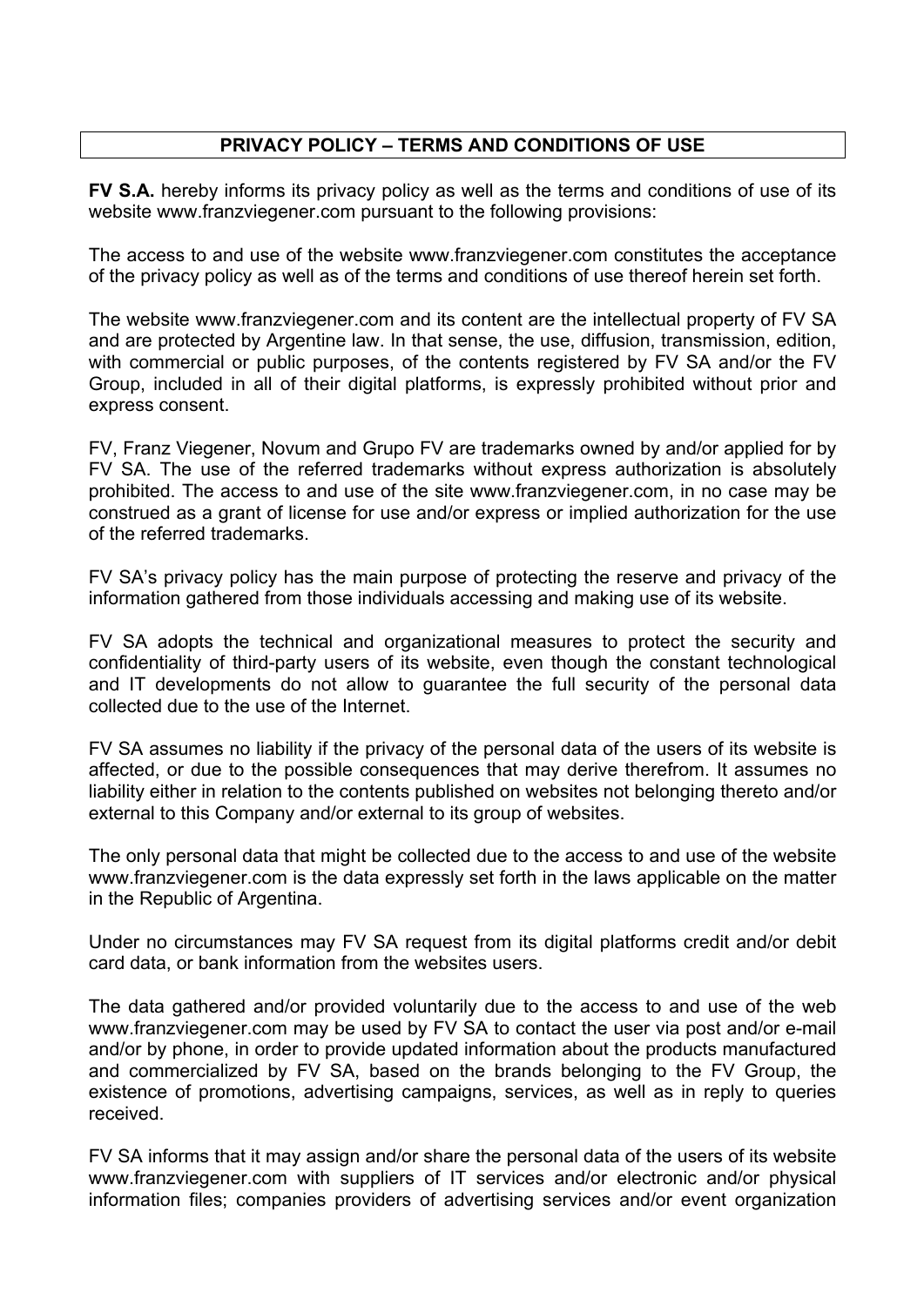## PRIVACY POLICY – TERMS AND CONDITIONS OF USE

**FV S.A.** hereby informs its privacy policy as well as the terms and conditions of use of its website www.franzviegener.com pursuant to the following provisions:

The access to and use of the website www.franzviegener.com constitutes the acceptance of the privacy policy as well as of the terms and conditions of use thereof herein set forth.

The website www.franzviegener.com and its content are the intellectual property of FV SA and are protected by Argentine law. In that sense, the use, diffusion, transmission, edition, with commercial or public purposes, of the contents registered by FV SA and/or the FV Group, included in all of their digital platforms, is expressly prohibited without prior and express consent.

FV, Franz Viegener, Novum and Grupo FV are trademarks owned by and/or applied for by FV SA. The use of the referred trademarks without express authorization is absolutely prohibited. The access to and use of the site www.franzviegener.com, in no case may be construed as a grant of license for use and/or express or implied authorization for the use of the referred trademarks.

FV SA's privacy policy has the main purpose of protecting the reserve and privacy of the information gathered from those individuals accessing and making use of its website.

FV SA adopts the technical and organizational measures to protect the security and confidentiality of third-party users of its website, even though the constant technological and IT developments do not allow to guarantee the full security of the personal data collected due to the use of the Internet.

FV SA assumes no liability if the privacy of the personal data of the users of its website is affected, or due to the possible consequences that may derive therefrom. It assumes no liability either in relation to the contents published on websites not belonging thereto and/or external to this Company and/or external to its group of websites.

The only personal data that might be collected due to the access to and use of the website www.franzviegener.com is the data expressly set forth in the laws applicable on the matter in the Republic of Argentina.

Under no circumstances may FV SA request from its digital platforms credit and/or debit card data, or bank information from the websites users.

The data gathered and/or provided voluntarily due to the access to and use of the web www.franzviegener.com may be used by FV SA to contact the user via post and/or e-mail and/or by phone, in order to provide updated information about the products manufactured and commercialized by FV SA, based on the brands belonging to the FV Group, the existence of promotions, advertising campaigns, services, as well as in reply to queries received.

FV SA informs that it may assign and/or share the personal data of the users of its website www.franzviegener.com with suppliers of IT services and/or electronic and/or physical information files; companies providers of advertising services and/or event organization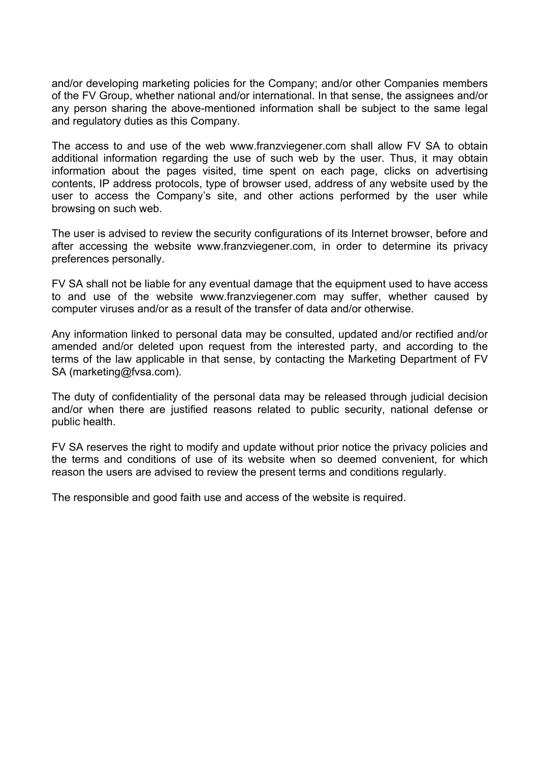and/or developing marketing policies for the Company; and/or other Companies members of the FV Group, whether national and/or international. In that sense, the assignees and/or any person sharing the above-mentioned information shall be subject to the same legal and regulatory duties as this Company.

The access to and use of the web www.franzviegener.com shall allow FV SA to obtain additional information regarding the use of such web by the user. Thus, it may obtain information about the pages visited, time spent on each page, clicks on advertising contents, IP address protocols, type of browser used, address of any website used by the user to access the Company's site, and other actions performed by the user while browsing on such web.

The user is advised to review the security configurations of its Internet browser, before and after accessing the website www.franzviegener.com, in order to determine its privacy preferences personally.

FV SA shall not be liable for any eventual damage that the equipment used to have access to and use of the website www.franzviegener.com may suffer, whether caused by computer viruses and/or as a result of the transfer of data and/or otherwise.

Any information linked to personal data may be consulted, updated and/or rectified and/or amended and/or deleted upon request from the interested party, and according to the terms of the law applicable in that sense, by contacting the Marketing Department of FV SA (marketing@fvsa.com).

The duty of confidentiality of the personal data may be released through judicial decision and/or when there are justified reasons related to public security, national defense or public health.

FV SA reserves the right to modify and update without prior notice the privacy policies and the terms and conditions of use of its website when so deemed convenient, for which reason the users are advised to review the present terms and conditions regularly.

The responsible and good faith use and access of the website is required.